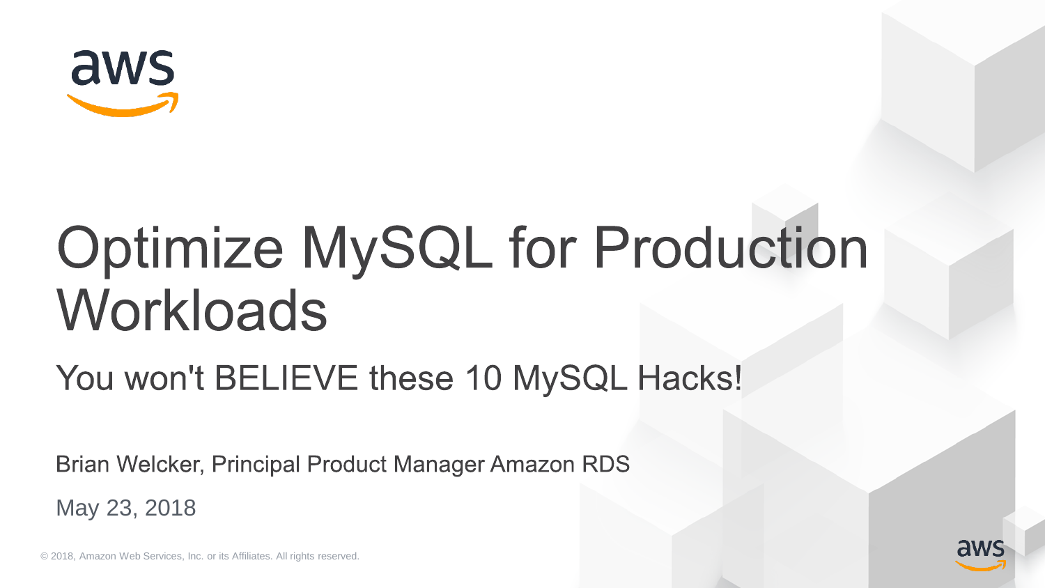# Optimize MySQL for Production Workloads

## You won't BELIEVE these 10 MySQL Hacks!

Brian Welcker, Principal Product Manager Amazon RDS

May 23, 2018

© 2018, Amazon Web Services, Inc. or its Affiliates. All rights reserved.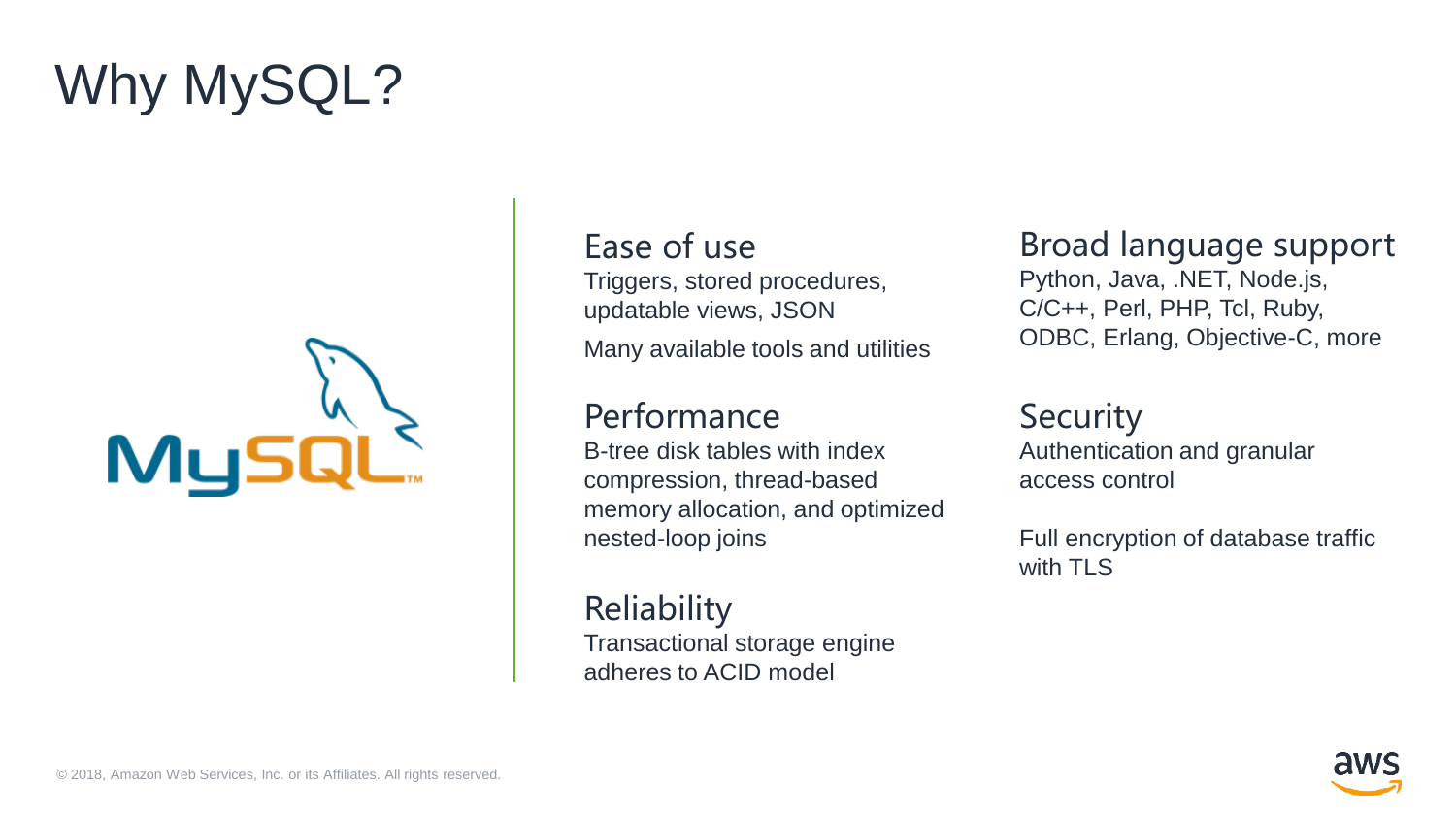# Why MySQL?

### Ease of use

Triggers, stored procedures, updatable views, JSON

Many available tools and utilities

### Performance

B-tree disk tables with index compression, thread-based memory allocation, and optimized nested-loop joins

### Reliability

Transactional storage engine adheres to ACID model

### Broad language support

Python, Java, .NET, Node.js, C/C++, Perl, PHP, Tcl, Ruby, ODBC, Erlang, Objective-C, more

### Security

Authentication and granular access control

Full encryption of database traffic with TLS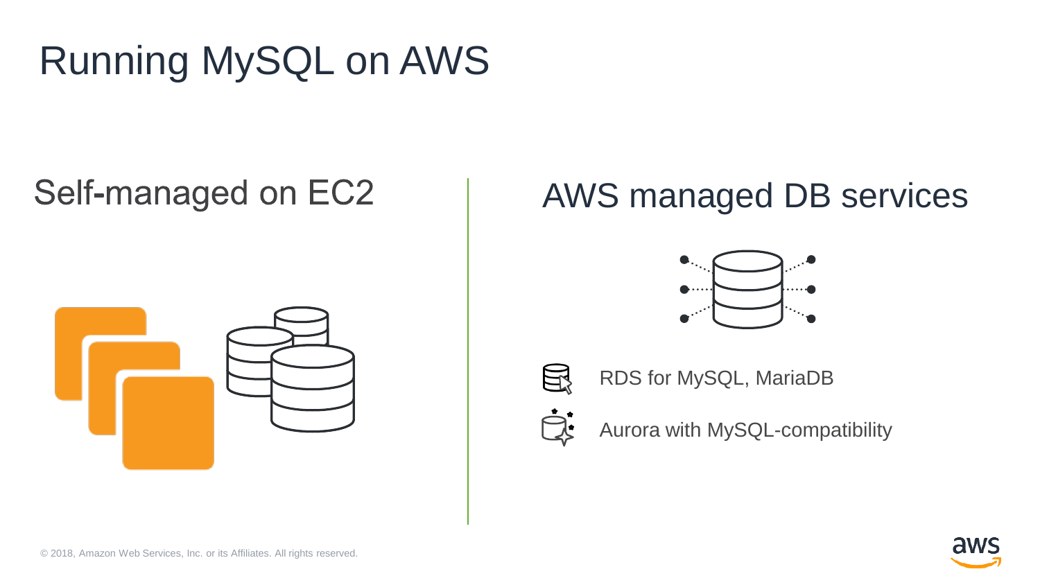# Running MySQL on AWS

## Self-managed on EC2

## AWS managed DB services

- RDS for MySQL, MariaDB
- Aurora with MySQL-compatibility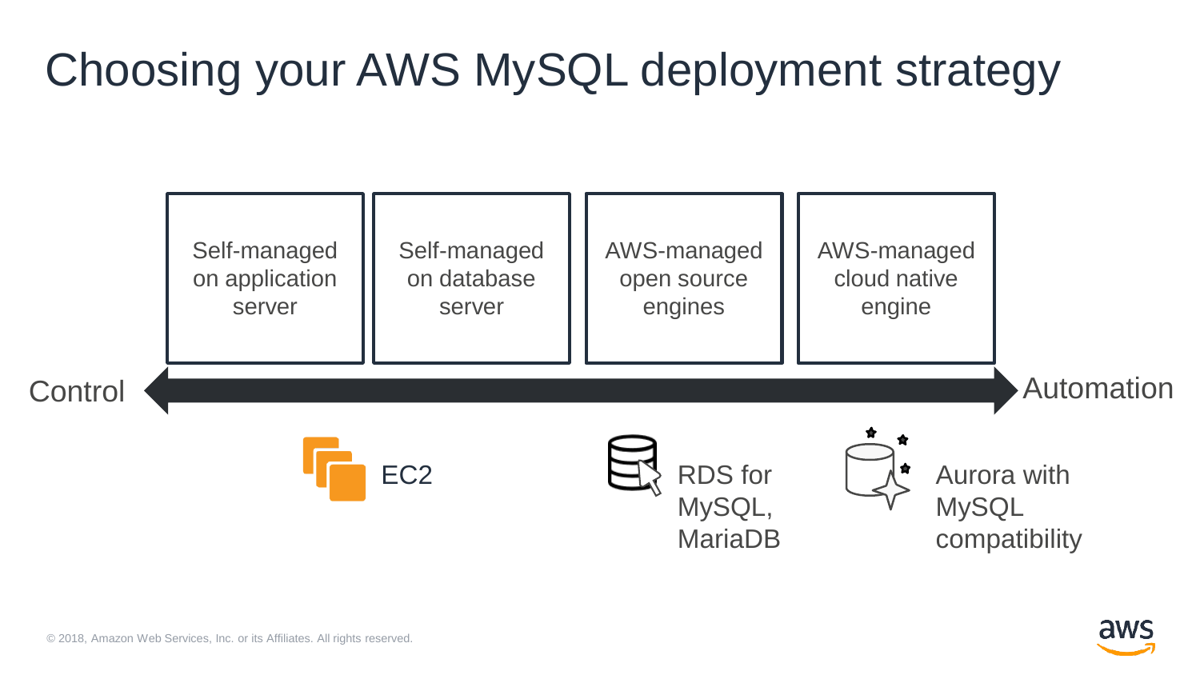# Choosing your AWS MySQL deployment strategy

| Self-managed on application server | Self-managed on database server | AWS-managed open source engines | AWS-managed cloud native engine |
|---|---|---|---|

Control ⟷ Automation

- EC2
- RDS for MySQL, MariaDB
- Aurora with MySQL compatibility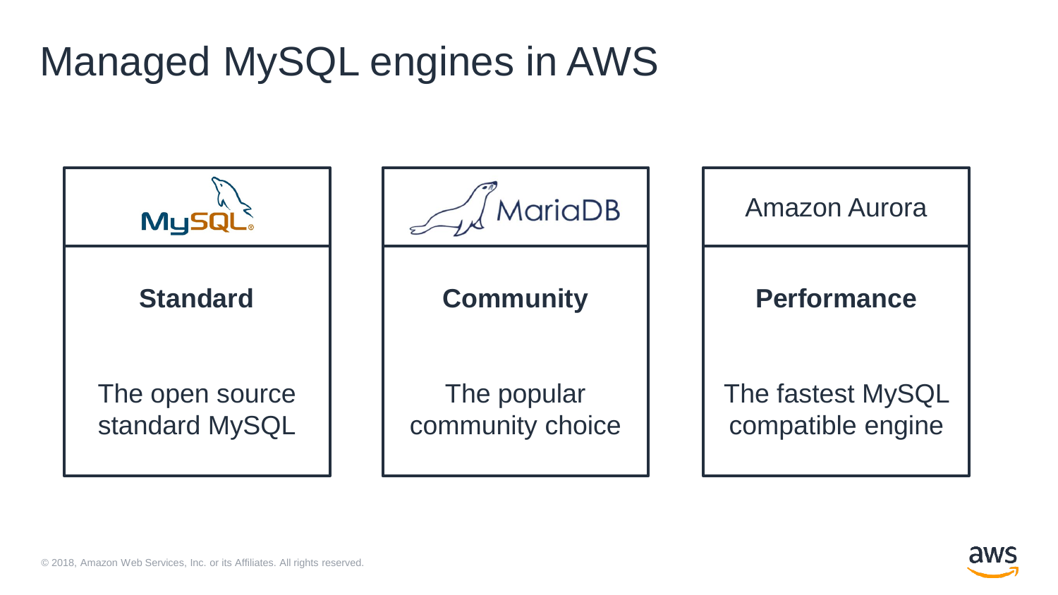# Managed MySQL engines in AWS

| MySQL | MariaDB | Amazon Aurora |
| --- | --- | --- |
| **Standard** | **Community** | **Performance** |
| The open source standard MySQL | The popular community choice | The fastest MySQL compatible engine |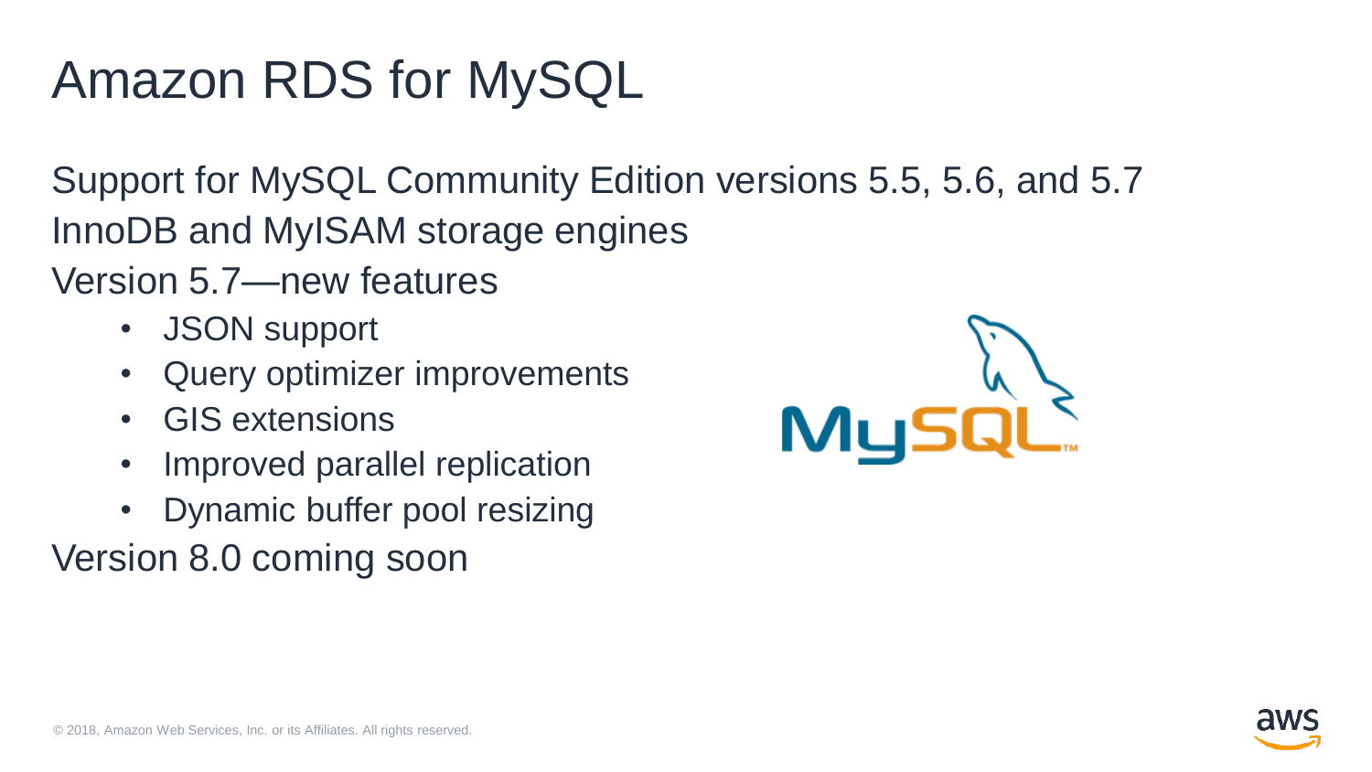# Amazon RDS for MySQL

Support for MySQL Community Edition versions 5.5, 5.6, and 5.7

InnoDB and MyISAM storage engines

Version 5.7—new features

- JSON support
- Query optimizer improvements
- GIS extensions
- Improved parallel replication
- Dynamic buffer pool resizing

Version 8.0 coming soon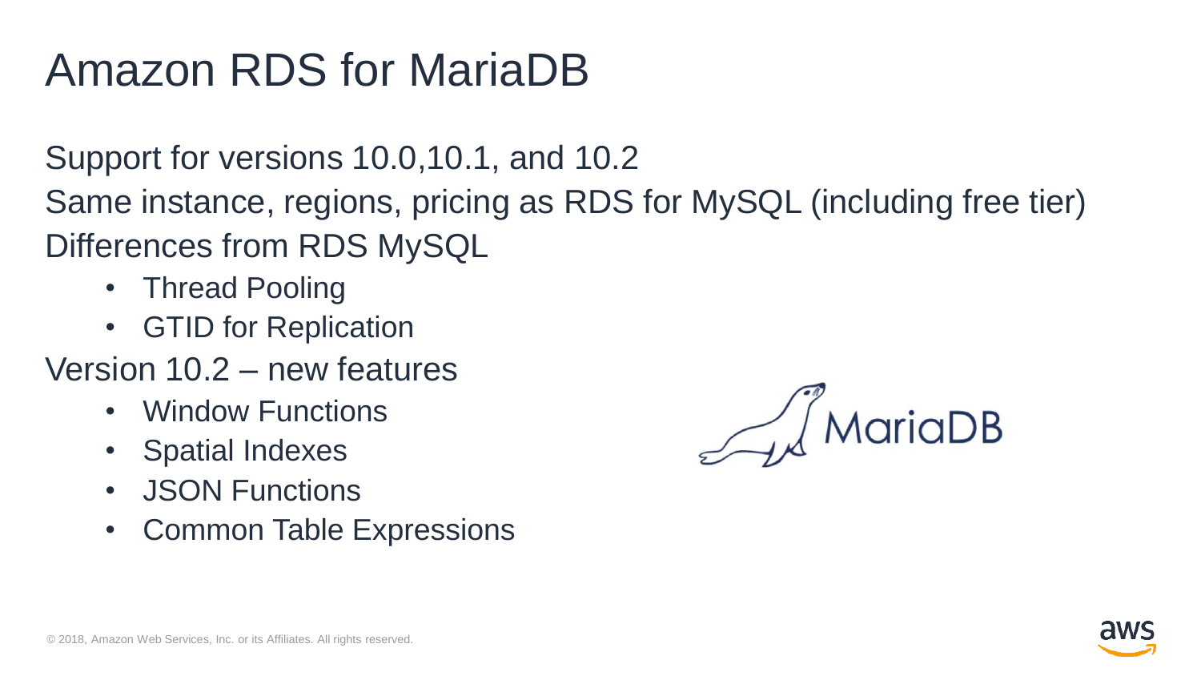# Amazon RDS for MariaDB

Support for versions 10.0,10.1, and 10.2

Same instance, regions, pricing as RDS for MySQL (including free tier)

Differences from RDS MySQL

- Thread Pooling
- GTID for Replication

Version 10.2 – new features

- Window Functions
- Spatial Indexes
- JSON Functions
- Common Table Expressions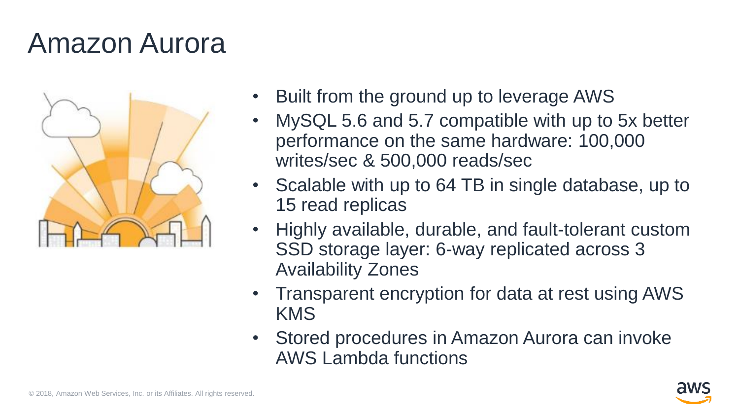# Amazon Aurora

- Built from the ground up to leverage AWS
- MySQL 5.6 and 5.7 compatible with up to 5x better performance on the same hardware: 100,000 writes/sec & 500,000 reads/sec
- Scalable with up to 64 TB in single database, up to 15 read replicas
- Highly available, durable, and fault-tolerant custom SSD storage layer: 6-way replicated across 3 Availability Zones
- Transparent encryption for data at rest using AWS KMS
- Stored procedures in Amazon Aurora can invoke AWS Lambda functions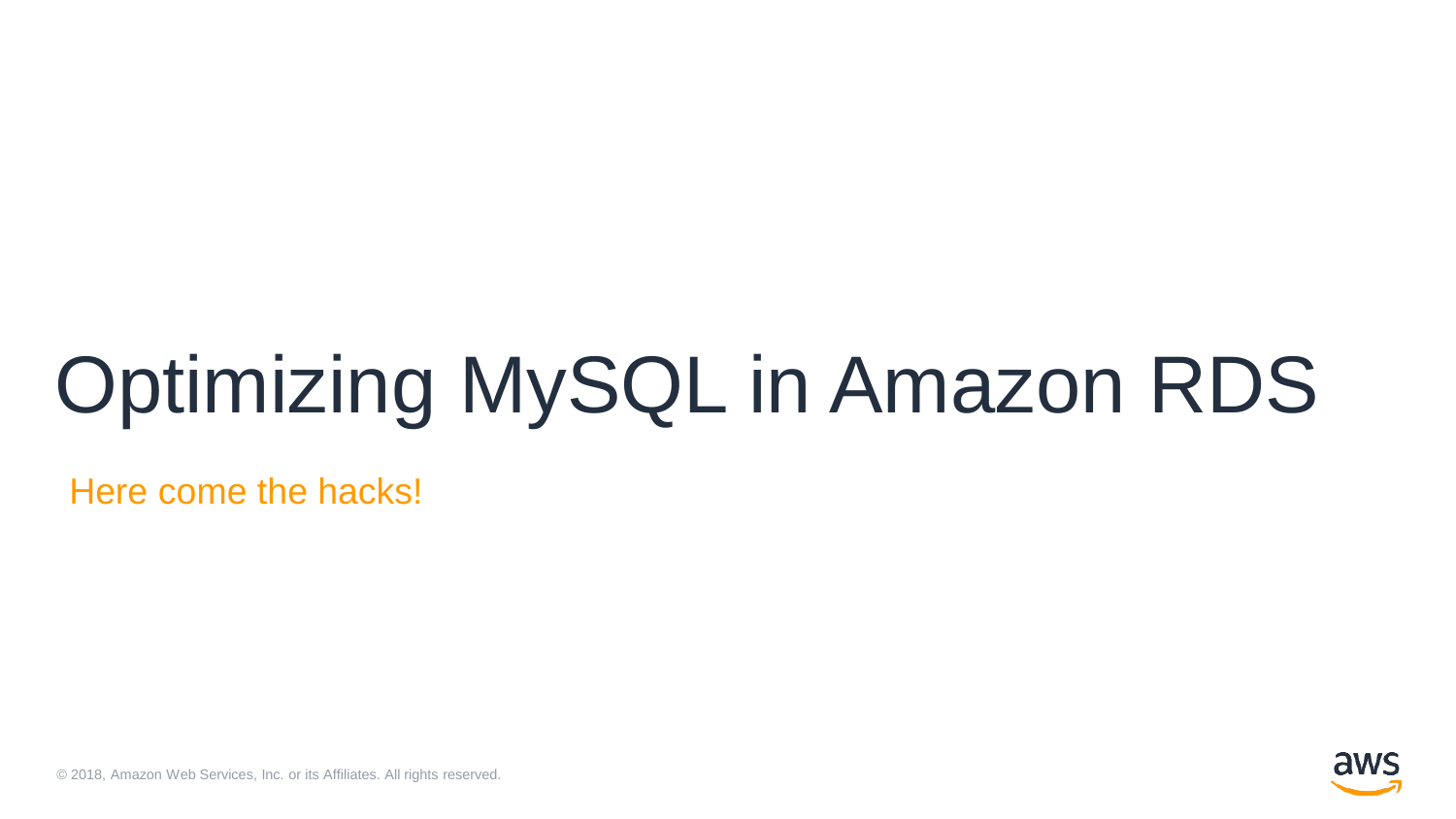# Optimizing MySQL in Amazon RDS

Here come the hacks!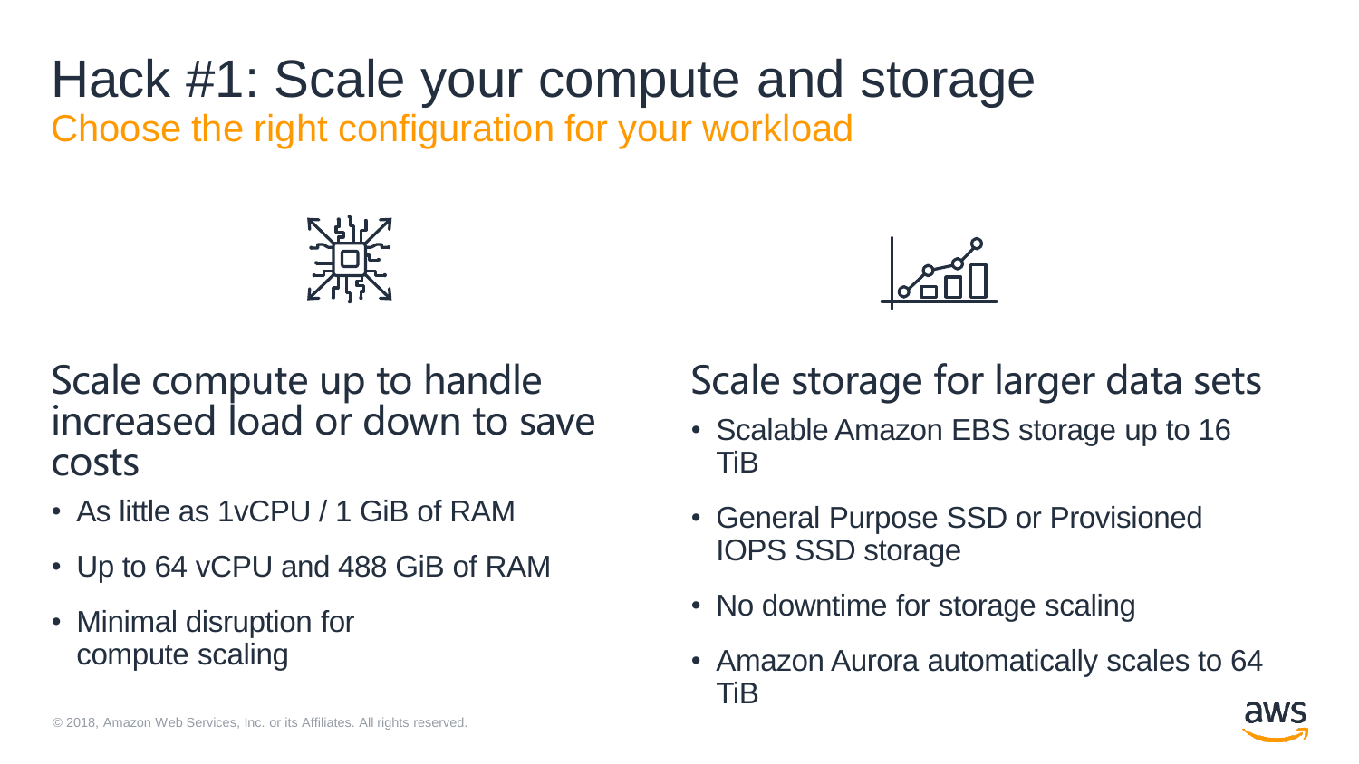# Hack #1: Scale your compute and storage

## Choose the right configuration for your workload

### Scale compute up to handle increased load or down to save costs

- As little as 1vCPU / 1 GiB of RAM
- Up to 64 vCPU and 488 GiB of RAM
- Minimal disruption for compute scaling

### Scale storage for larger data sets

- Scalable Amazon EBS storage up to 16 TiB
- General Purpose SSD or Provisioned IOPS SSD storage
- No downtime for storage scaling
- Amazon Aurora automatically scales to 64 TiB

© 2018, Amazon Web Services, Inc. or its Affiliates. All rights reserved.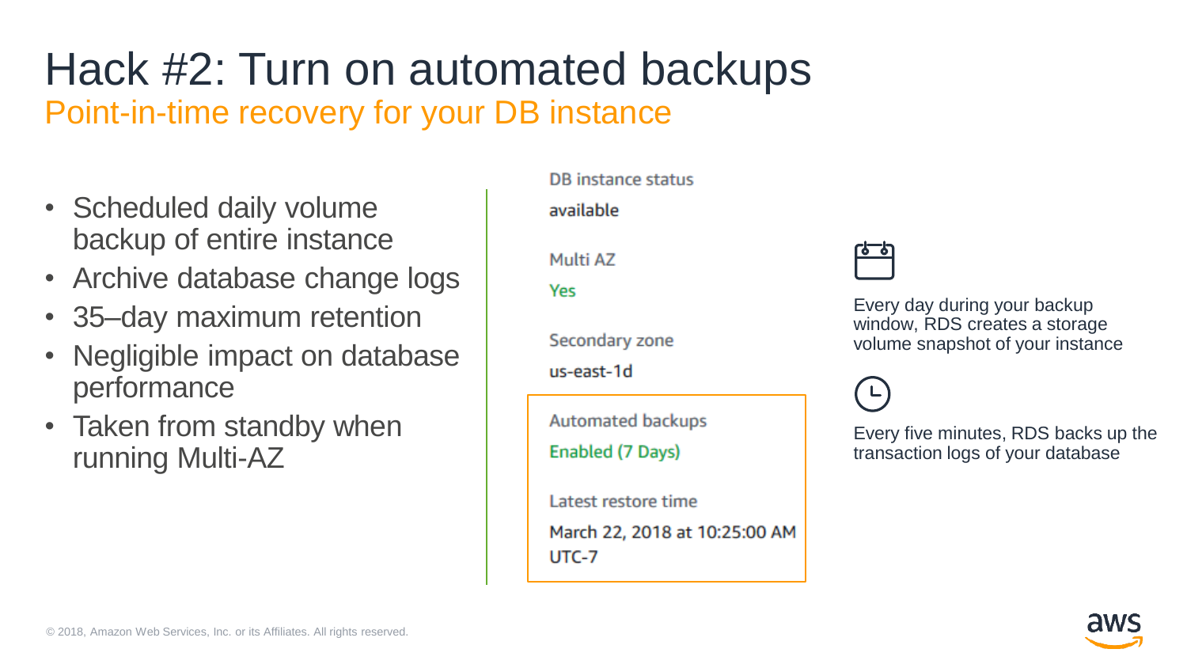# Hack #2: Turn on automated backups

## Point-in-time recovery for your DB instance

- Scheduled daily volume backup of entire instance
- Archive database change logs
- 35–day maximum retention
- Negligible impact on database performance
- Taken from standby when running Multi-AZ

DB instance status

available

Multi AZ

Yes

Secondary zone

us-east-1d

Automated backups

Enabled (7 Days)

Latest restore time

March 22, 2018 at 10:25:00 AM UTC-7

Every day during your backup window, RDS creates a storage volume snapshot of your instance

Every five minutes, RDS backs up the transaction logs of your database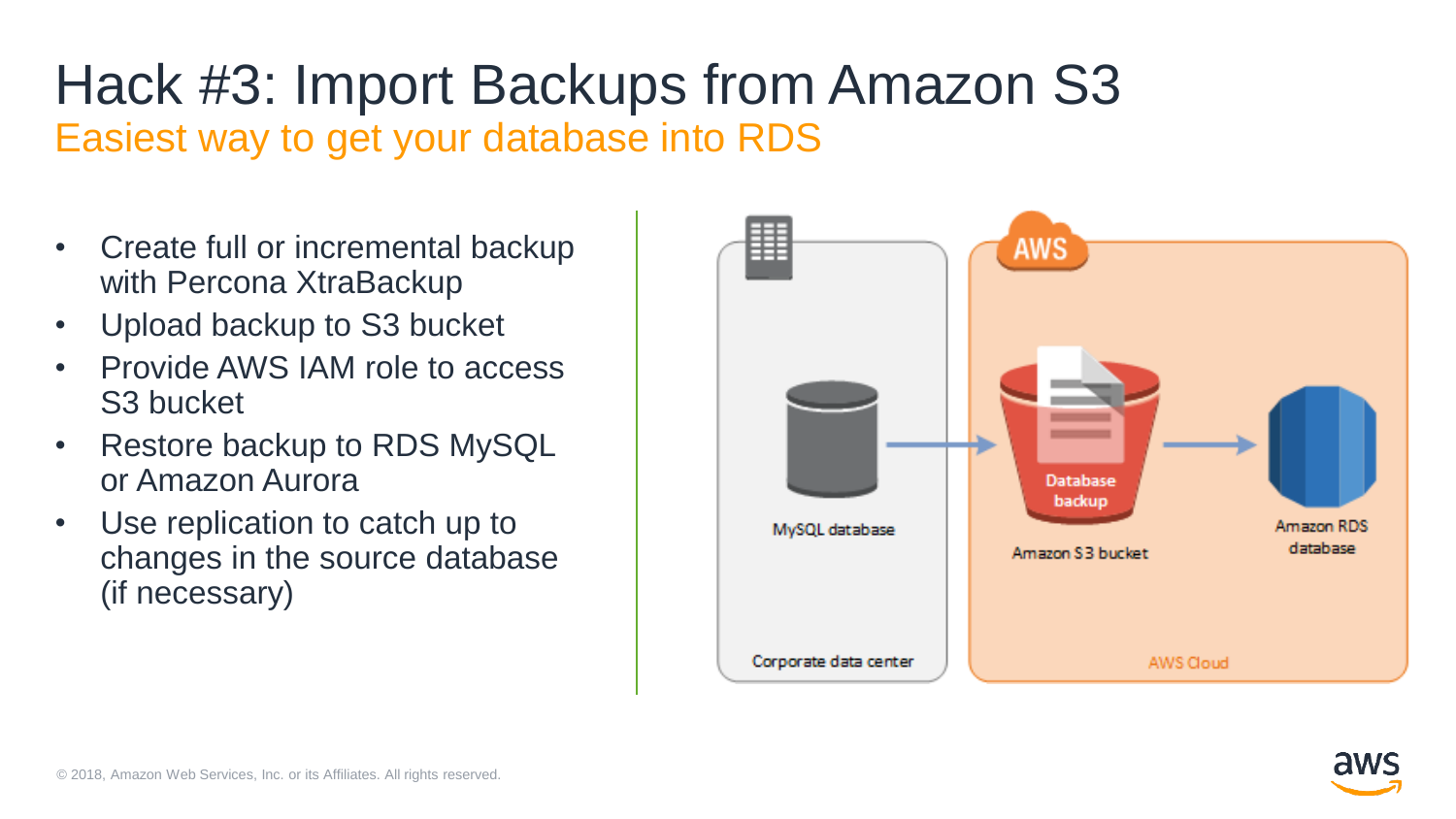# Hack #3: Import Backups from Amazon S3

## Easiest way to get your database into RDS

- Create full or incremental backup with Percona XtraBackup
- Upload backup to S3 bucket
- Provide AWS IAM role to access S3 bucket
- Restore backup to RDS MySQL or Amazon Aurora
- Use replication to catch up to changes in the source database (if necessary)

MySQL database

Corporate data center

AWS

Database backup

Amazon S3 bucket

Amazon RDS database

AWS Cloud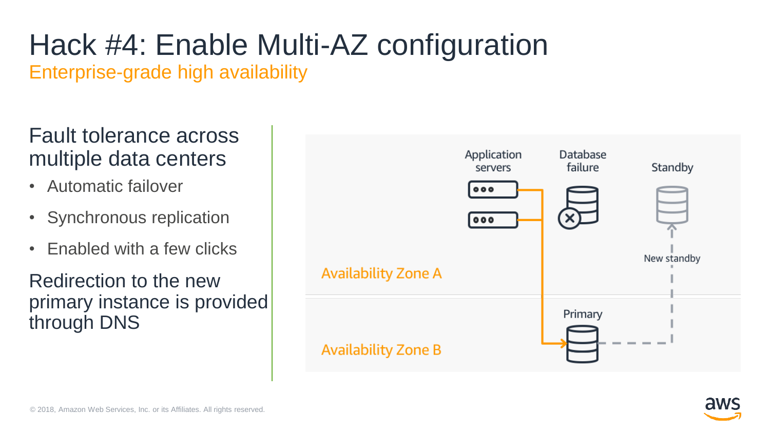# Hack #4: Enable Multi-AZ configuration

## Enterprise-grade high availability

### Fault tolerance across multiple data centers

- Automatic failover
- Synchronous replication
- Enabled with a few clicks

Redirection to the new primary instance is provided through DNS

Application servers

Database failure

Standby

New standby

Availability Zone A

Primary

Availability Zone B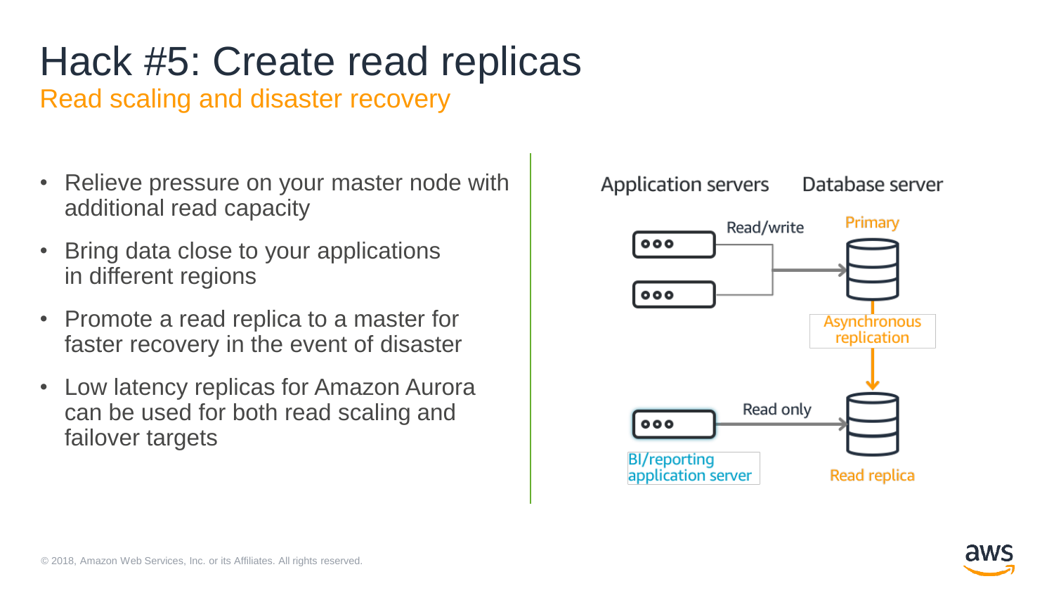# Hack #5: Create read replicas

## Read scaling and disaster recovery

- Relieve pressure on your master node with additional read capacity
- Bring data close to your applications in different regions
- Promote a read replica to a master for faster recovery in the event of disaster
- Low latency replicas for Amazon Aurora can be used for both read scaling and failover targets

Application servers | Database server

Read/write → Primary

Asynchronous replication

Read only → Read replica

BI/reporting application server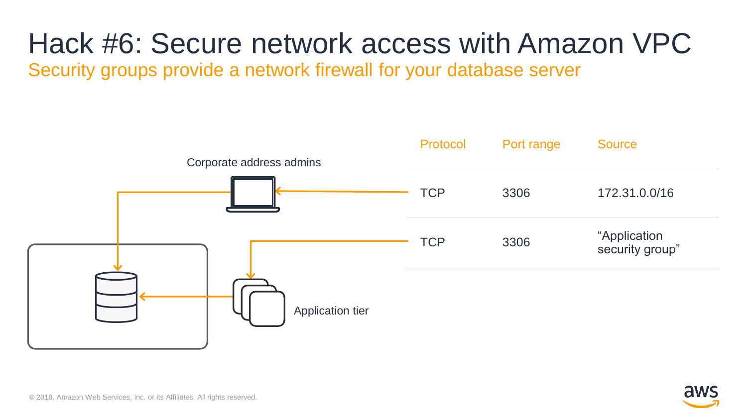# Hack #6: Secure network access with Amazon VPC

## Security groups provide a network firewall for your database server

Corporate address admins

Application tier

| Protocol | Port range | Source |
|---|---|---|
| TCP | 3306 | 172.31.0.0/16 |
| TCP | 3306 | “Application security group” |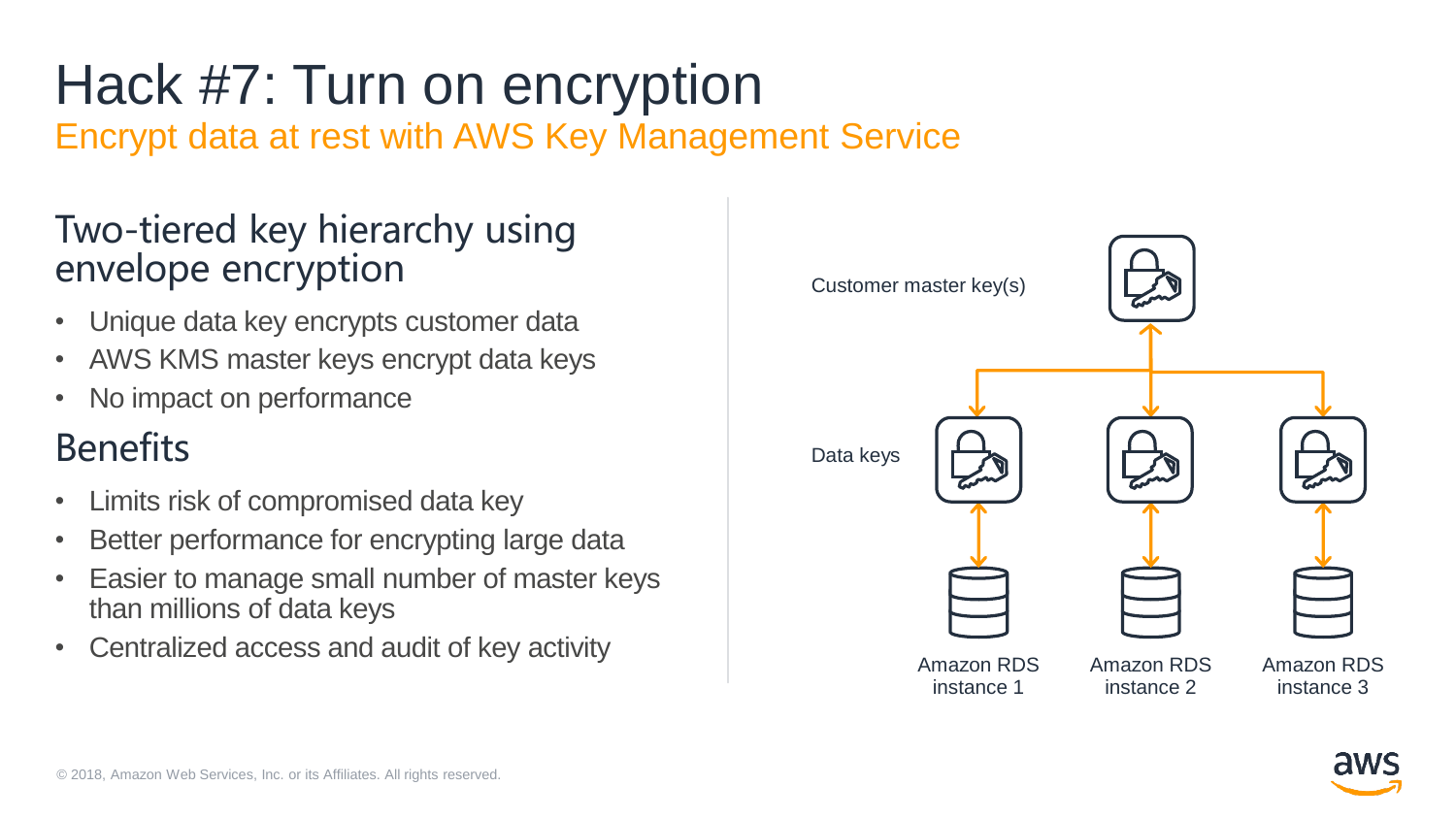# Hack #7: Turn on encryption

## Encrypt data at rest with AWS Key Management Service

### Two-tiered key hierarchy using envelope encryption

- Unique data key encrypts customer data
- AWS KMS master keys encrypt data keys
- No impact on performance

### Benefits

- Limits risk of compromised data key
- Better performance for encrypting large data
- Easier to manage small number of master keys than millions of data keys
- Centralized access and audit of key activity

Customer master key(s)

Data keys

Amazon RDS instance 1

Amazon RDS instance 2

Amazon RDS instance 3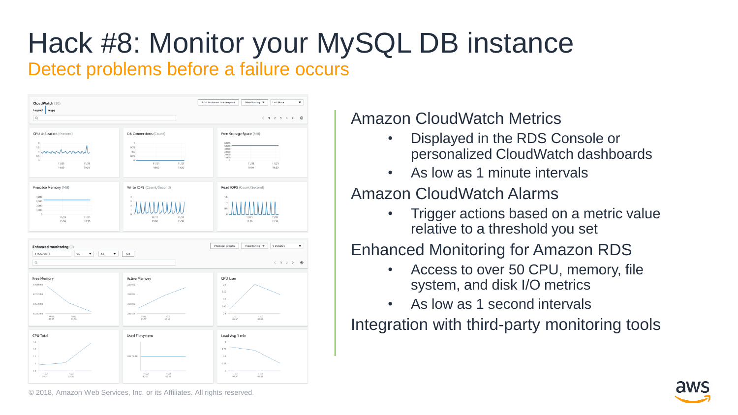# Hack #8: Monitor your MySQL DB instance

## Detect problems before a failure occurs

Amazon CloudWatch Metrics

- Displayed in the RDS Console or personalized CloudWatch dashboards
- As low as 1 minute intervals

Amazon CloudWatch Alarms

- Trigger actions based on a metric value relative to a threshold you set

Enhanced Monitoring for Amazon RDS

- Access to over 50 CPU, memory, file system, and disk I/O metrics
- As low as 1 second intervals

Integration with third-party monitoring tools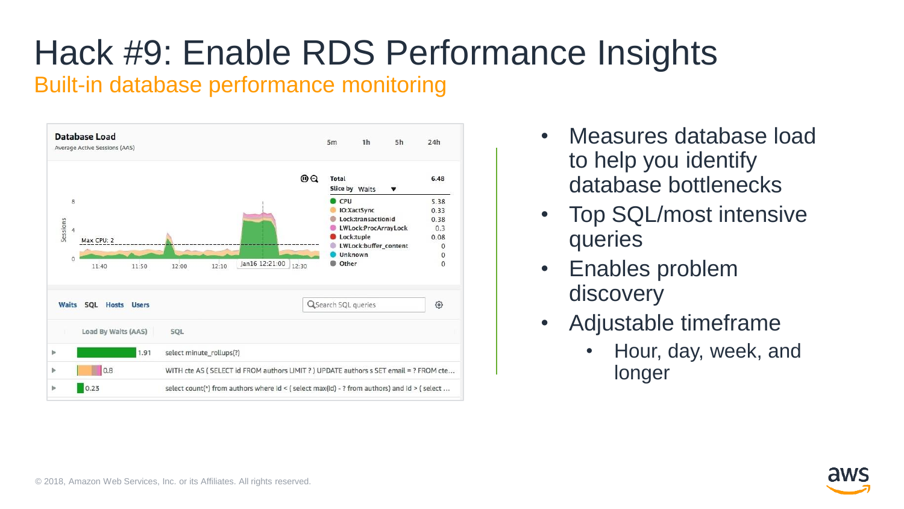# Hack #9: Enable RDS Performance Insights

## Built-in database performance monitoring

- Measures database load to help you identify database bottlenecks
- Top SQL/most intensive queries
- Enables problem discovery
- Adjustable timeframe
  - Hour, day, week, and longer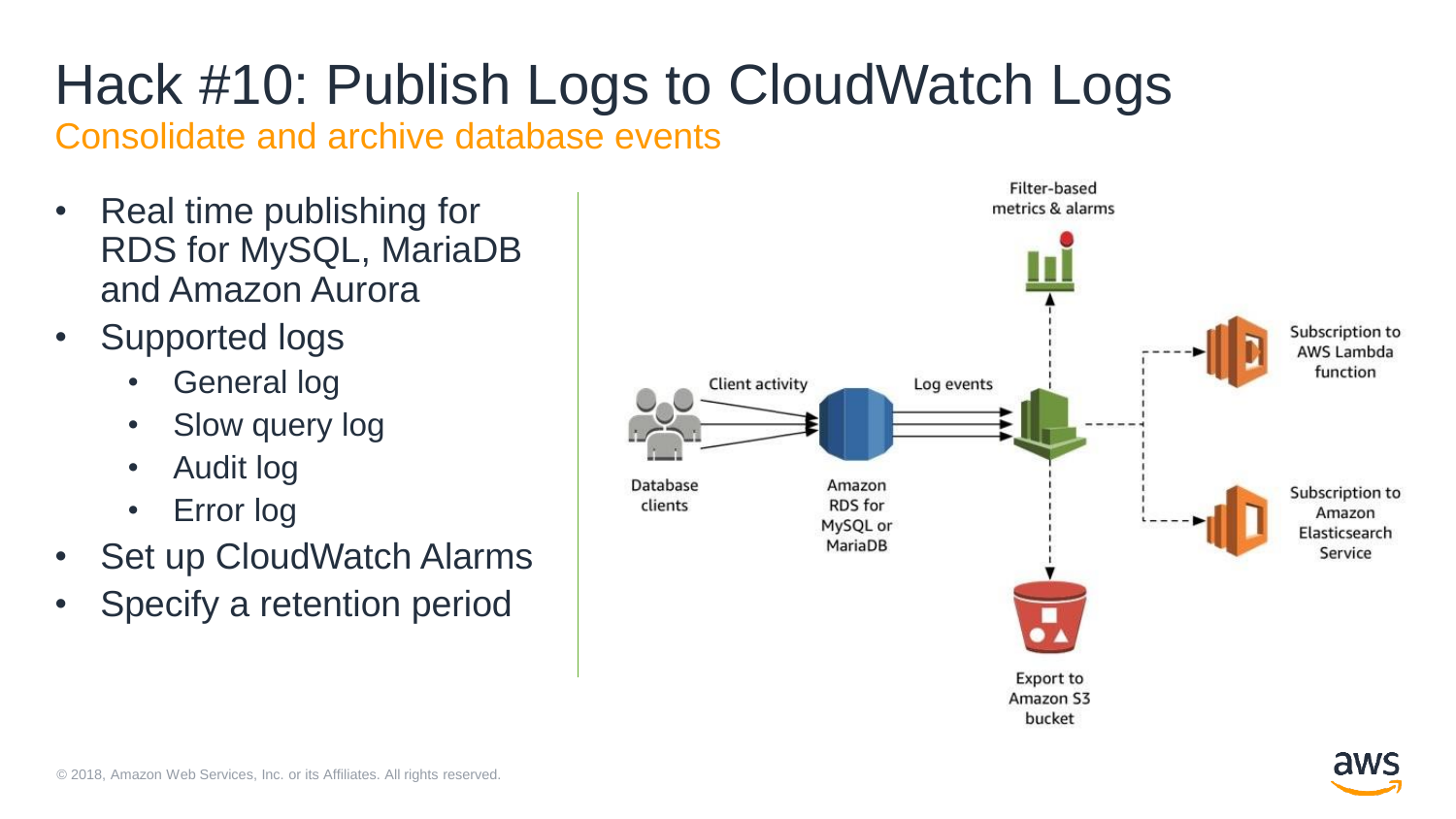# Hack #10: Publish Logs to CloudWatch Logs

## Consolidate and archive database events

- Real time publishing for RDS for MySQL, MariaDB and Amazon Aurora
- Supported logs
  - General log
  - Slow query log
  - Audit log
  - Error log
- Set up CloudWatch Alarms
- Specify a retention period

Filter-based metrics & alarms

Client activity

Log events

Subscription to AWS Lambda function

Database clients

Amazon RDS for MySQL or MariaDB

Subscription to Amazon Elasticsearch Service

Export to Amazon S3 bucket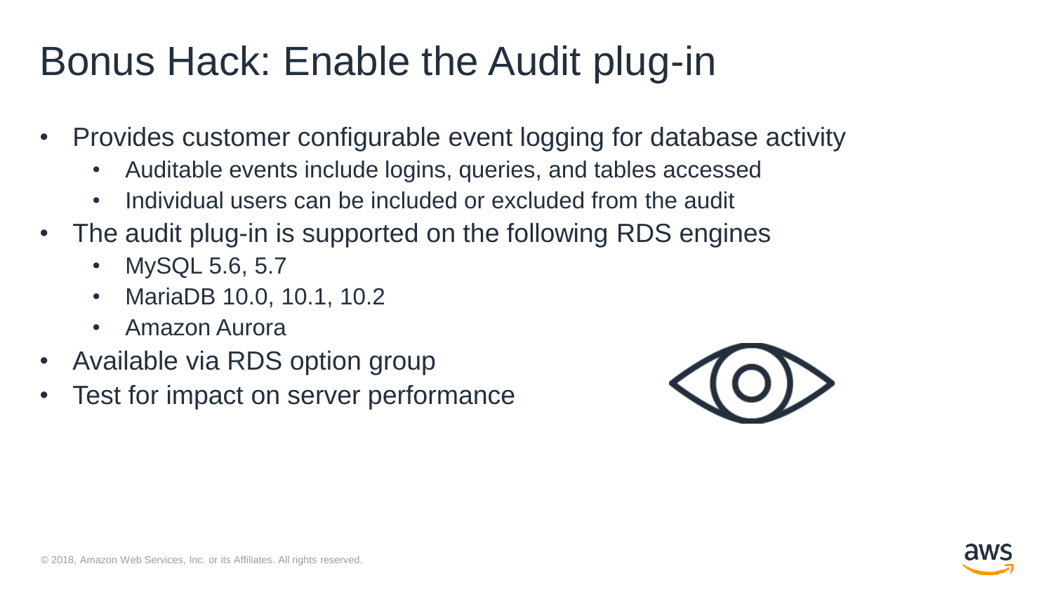# Bonus Hack: Enable the Audit plug-in

- Provides customer configurable event logging for database activity
  - Auditable events include logins, queries, and tables accessed
  - Individual users can be included or excluded from the audit
- The audit plug-in is supported on the following RDS engines
  - MySQL 5.6, 5.7
  - MariaDB 10.0, 10.1, 10.2
  - Amazon Aurora
- Available via RDS option group
- Test for impact on server performance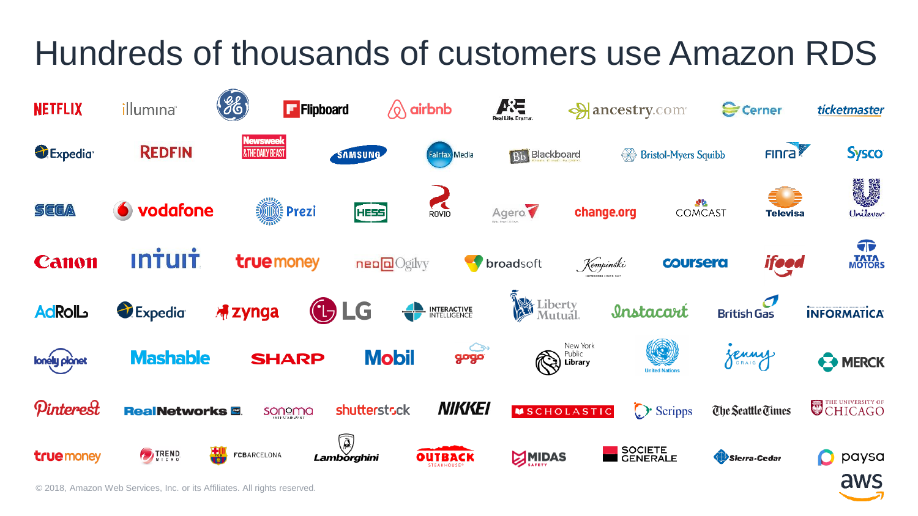# Hundreds of thousands of customers use Amazon RDS

NETFLIX, illumina, GE, Flipboard, airbnb, A&E, ancestry.com, Cerner, ticketmaster

Expedia, REDFIN, Newsweek & The Daily Beast, SAMSUNG, Fairfax Media, Blackboard, Bristol-Myers Squibb, FINRA, Sysco

SEGA, vodafone, Prezi, HESS, ROVIO, Agero, change.org, COMCAST, Televisa, Unilever

Canon, intuit, truemoney, neo@Ogilvy, broadsoft, Kempinski, coursera, ifood, TATA MOTORS

AdRoll, Expedia, zynga, LG, Interactive Intelligence, Liberty Mutual, Instacart, British Gas, INFORMATICA

lonely planet, Mashable, SHARP, Mobil, gogo, New York Public Library, United Nations, Jenny Craig, MERCK

Pinterest, RealNetworks, sonoma, shutterstock, NIKKEI, SCHOLASTIC, Scripps, The Seattle Times, The University of Chicago

truemoney, Trend Micro, FCBARCELONA, Lamborghini, OUTBACK STEAKHOUSE, MIDAS, SOCIETE GENERALE, Sierra-Cedar, paysa

© 2018, Amazon Web Services, Inc. or its Affiliates. All rights reserved.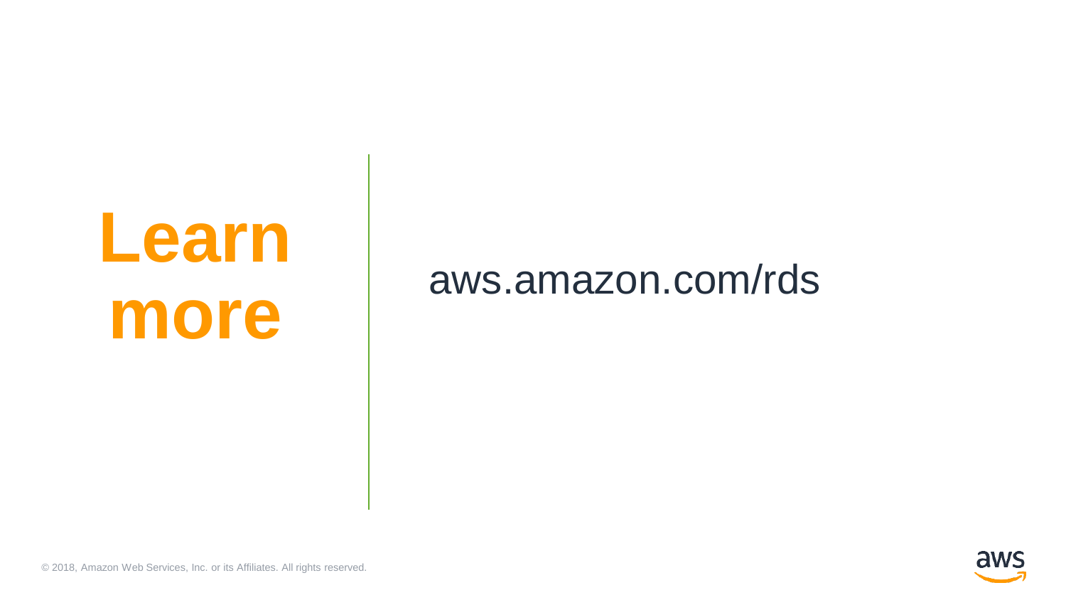# Learn more

aws.amazon.com/rds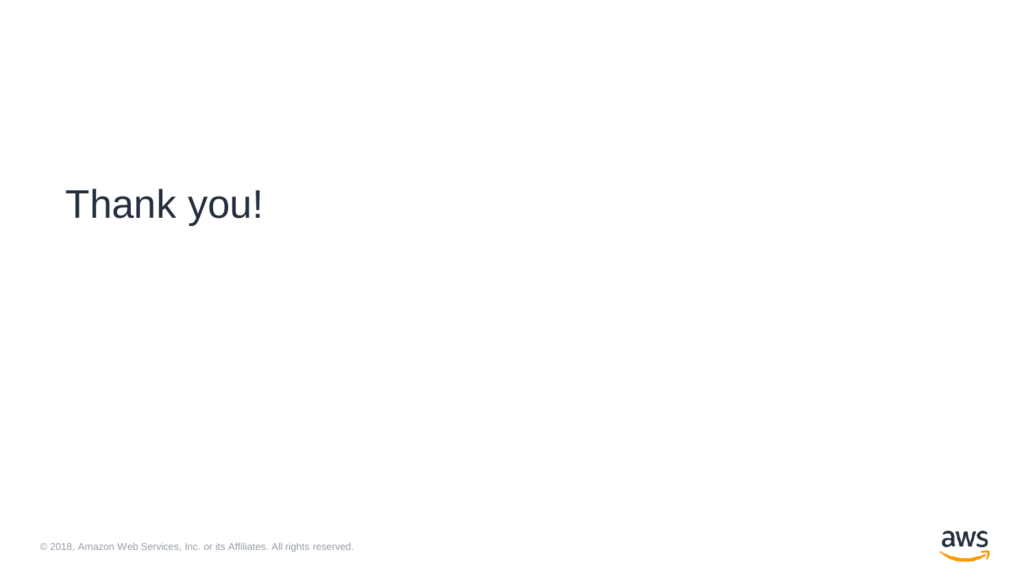# Thank you!